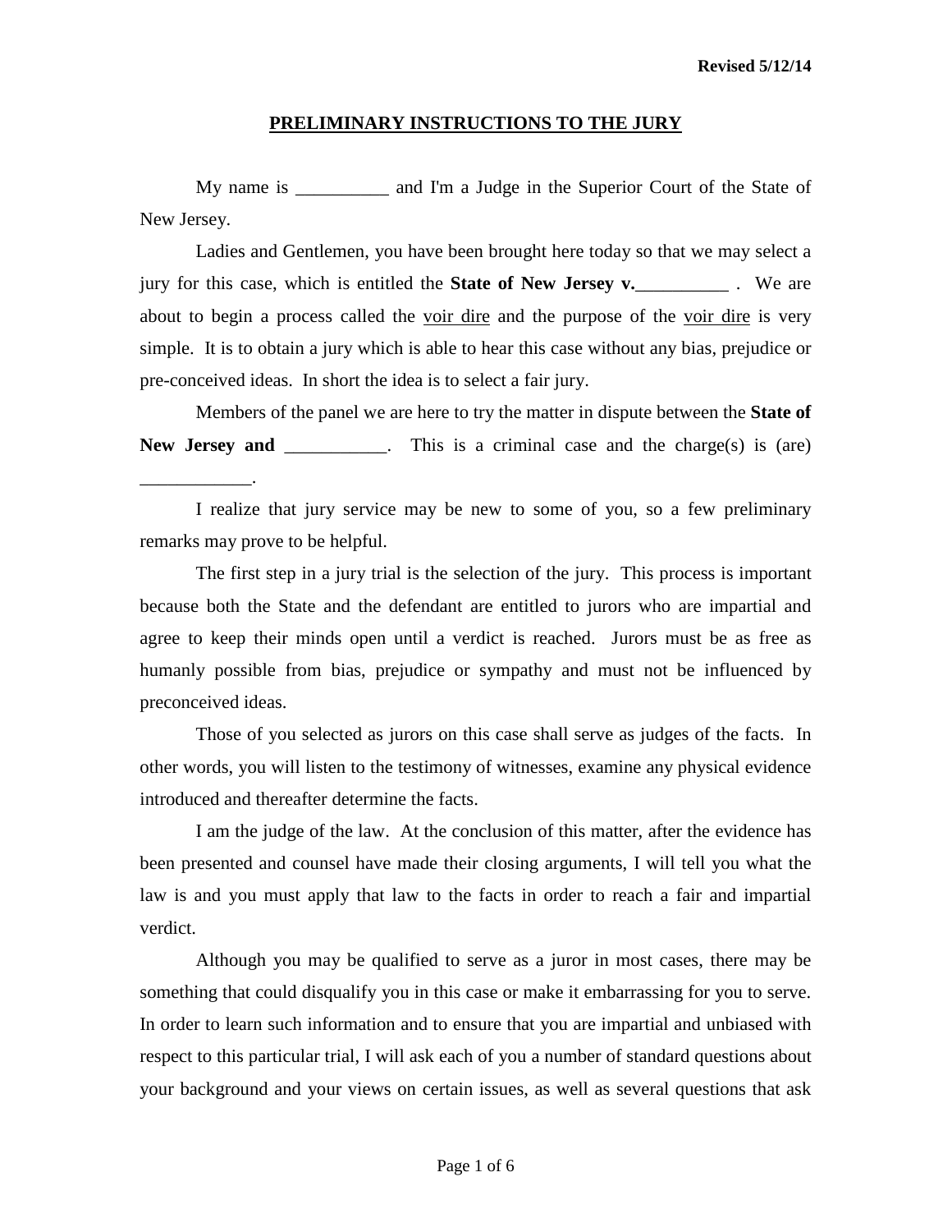Revised 5/12/14

# PRELIMINARY INSTRUCTIONS TO THE JURY

My name is __________ and I'm a Judge in the Superior Court of the State of New Jersey.

Ladies and Gentlemen, you have been brought here today so that we may select a jury for this case, which is entitled the **State of New Jersey v.__________** . We are about to begin a process called the voir dire and the purpose of the voir dire is very simple. It is to obtain a jury which is able to hear this case without any bias, prejudice or pre-conceived ideas. In short the idea is to select a fair jury.

Members of the panel we are here to try the matter in dispute between the **State of New Jersey and** ___________. This is a criminal case and the charge(s) is (are) ____________.

I realize that jury service may be new to some of you, so a few preliminary remarks may prove to be helpful.

The first step in a jury trial is the selection of the jury. This process is important because both the State and the defendant are entitled to jurors who are impartial and agree to keep their minds open until a verdict is reached. Jurors must be as free as humanly possible from bias, prejudice or sympathy and must not be influenced by preconceived ideas.

Those of you selected as jurors on this case shall serve as judges of the facts. In other words, you will listen to the testimony of witnesses, examine any physical evidence introduced and thereafter determine the facts.

I am the judge of the law. At the conclusion of this matter, after the evidence has been presented and counsel have made their closing arguments, I will tell you what the law is and you must apply that law to the facts in order to reach a fair and impartial verdict.

Although you may be qualified to serve as a juror in most cases, there may be something that could disqualify you in this case or make it embarrassing for you to serve. In order to learn such information and to ensure that you are impartial and unbiased with respect to this particular trial, I will ask each of you a number of standard questions about your background and your views on certain issues, as well as several questions that ask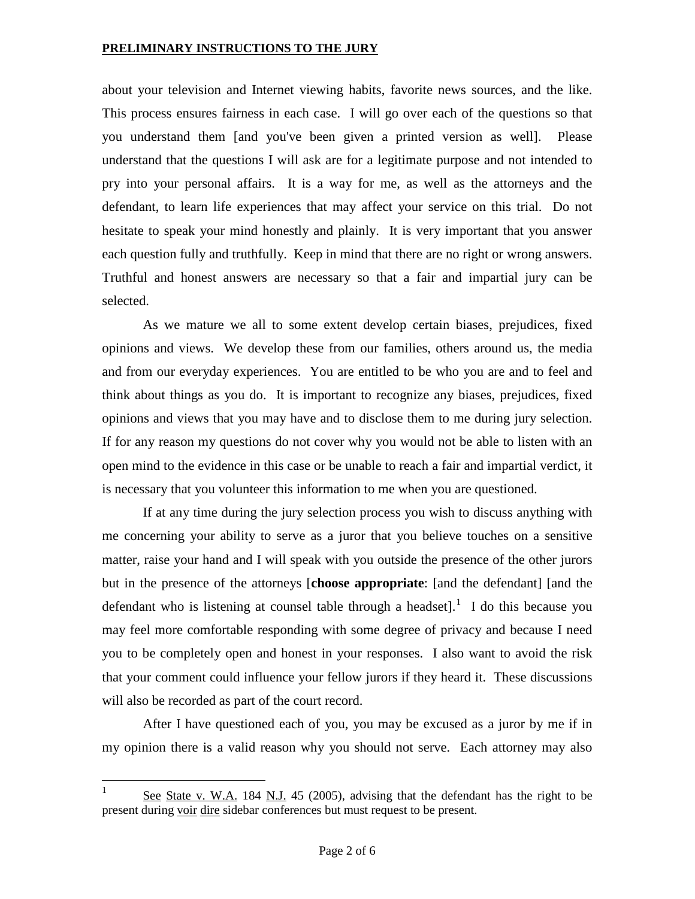about your television and Internet viewing habits, favorite news sources, and the like. This process ensures fairness in each case. I will go over each of the questions so that you understand them [and you've been given a printed version as well]. Please understand that the questions I will ask are for a legitimate purpose and not intended to pry into your personal affairs. It is a way for me, as well as the attorneys and the defendant, to learn life experiences that may affect your service on this trial. Do not hesitate to speak your mind honestly and plainly. It is very important that you answer each question fully and truthfully. Keep in mind that there are no right or wrong answers. Truthful and honest answers are necessary so that a fair and impartial jury can be selected.

As we mature we all to some extent develop certain biases, prejudices, fixed opinions and views. We develop these from our families, others around us, the media and from our everyday experiences. You are entitled to be who you are and to feel and think about things as you do. It is important to recognize any biases, prejudices, fixed opinions and views that you may have and to disclose them to me during jury selection. If for any reason my questions do not cover why you would not be able to listen with an open mind to the evidence in this case or be unable to reach a fair and impartial verdict, it is necessary that you volunteer this information to me when you are questioned.

If at any time during the jury selection process you wish to discuss anything with me concerning your ability to serve as a juror that you believe touches on a sensitive matter, raise your hand and I will speak with you outside the presence of the other jurors but in the presence of the attorneys [**choose appropriate**: [and the defendant] [and the defendant who is listening at counsel table through a headset].[1] I do this because you may feel more comfortable responding with some degree of privacy and because I need you to be completely open and honest in your responses. I also want to avoid the risk that your comment could influence your fellow jurors if they heard it. These discussions will also be recorded as part of the court record.

After I have questioned each of you, you may be excused as a juror by me if in my opinion there is a valid reason why you should not serve. Each attorney may also

---

[1] See State v. W.A. 184 N.J. 45 (2005), advising that the defendant has the right to be present during voir dire sidebar conferences but must request to be present.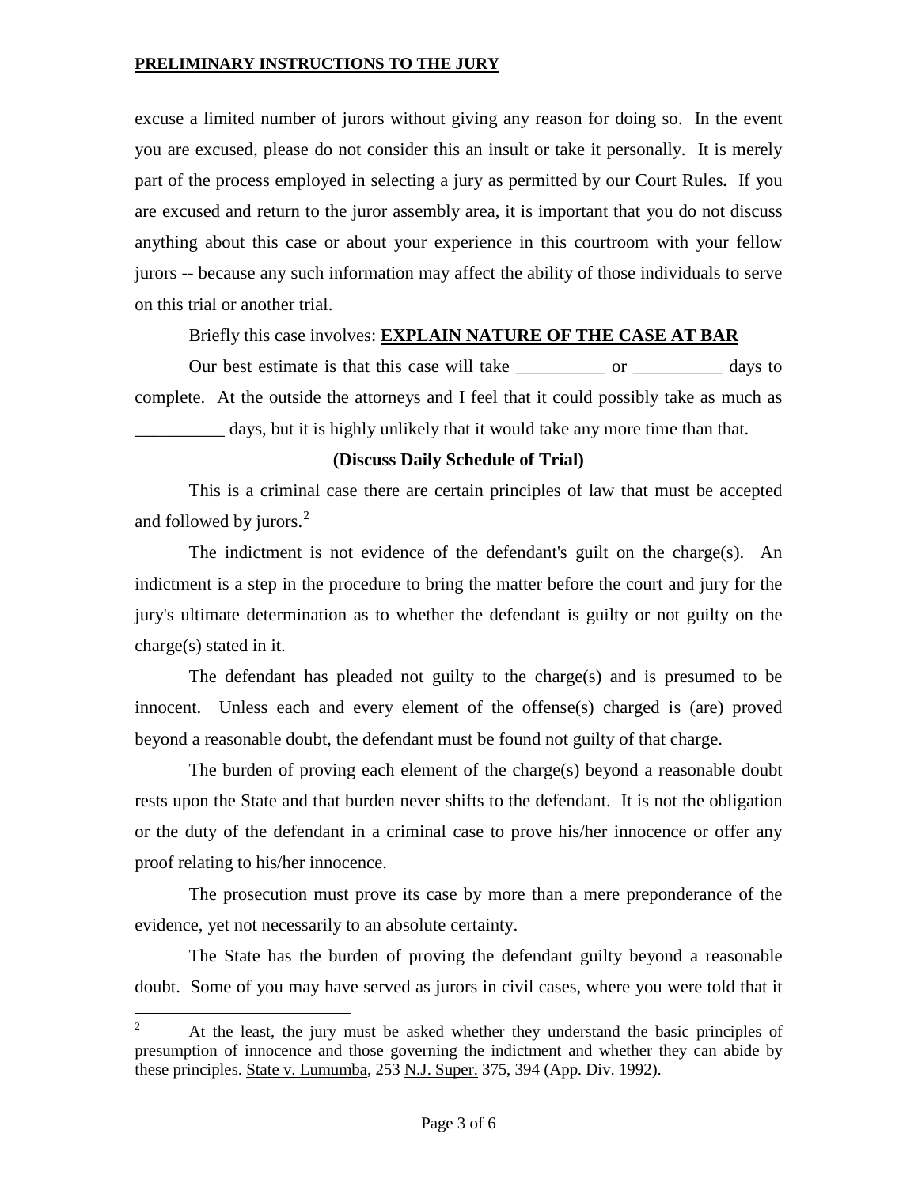excuse a limited number of jurors without giving any reason for doing so. In the event you are excused, please do not consider this an insult or take it personally. It is merely part of the process employed in selecting a jury as permitted by our Court Rules**.** If you are excused and return to the juror assembly area, it is important that you do not discuss anything about this case or about your experience in this courtroom with your fellow jurors -- because any such information may affect the ability of those individuals to serve on this trial or another trial.

Briefly this case involves: **EXPLAIN NATURE OF THE CASE AT BAR**

Our best estimate is that this case will take __________ or __________ days to complete. At the outside the attorneys and I feel that it could possibly take as much as __________ days, but it is highly unlikely that it would take any more time than that.

**(Discuss Daily Schedule of Trial)**

This is a criminal case there are certain principles of law that must be accepted and followed by jurors.[2]

The indictment is not evidence of the defendant's guilt on the charge(s). An indictment is a step in the procedure to bring the matter before the court and jury for the jury's ultimate determination as to whether the defendant is guilty or not guilty on the charge(s) stated in it.

The defendant has pleaded not guilty to the charge(s) and is presumed to be innocent. Unless each and every element of the offense(s) charged is (are) proved beyond a reasonable doubt, the defendant must be found not guilty of that charge.

The burden of proving each element of the charge(s) beyond a reasonable doubt rests upon the State and that burden never shifts to the defendant. It is not the obligation or the duty of the defendant in a criminal case to prove his/her innocence or offer any proof relating to his/her innocence.

The prosecution must prove its case by more than a mere preponderance of the evidence, yet not necessarily to an absolute certainty.

The State has the burden of proving the defendant guilty beyond a reasonable doubt. Some of you may have served as jurors in civil cases, where you were told that it

---

[2] At the least, the jury must be asked whether they understand the basic principles of presumption of innocence and those governing the indictment and whether they can abide by these principles. State v. Lumumba, 253 N.J. Super. 375, 394 (App. Div. 1992).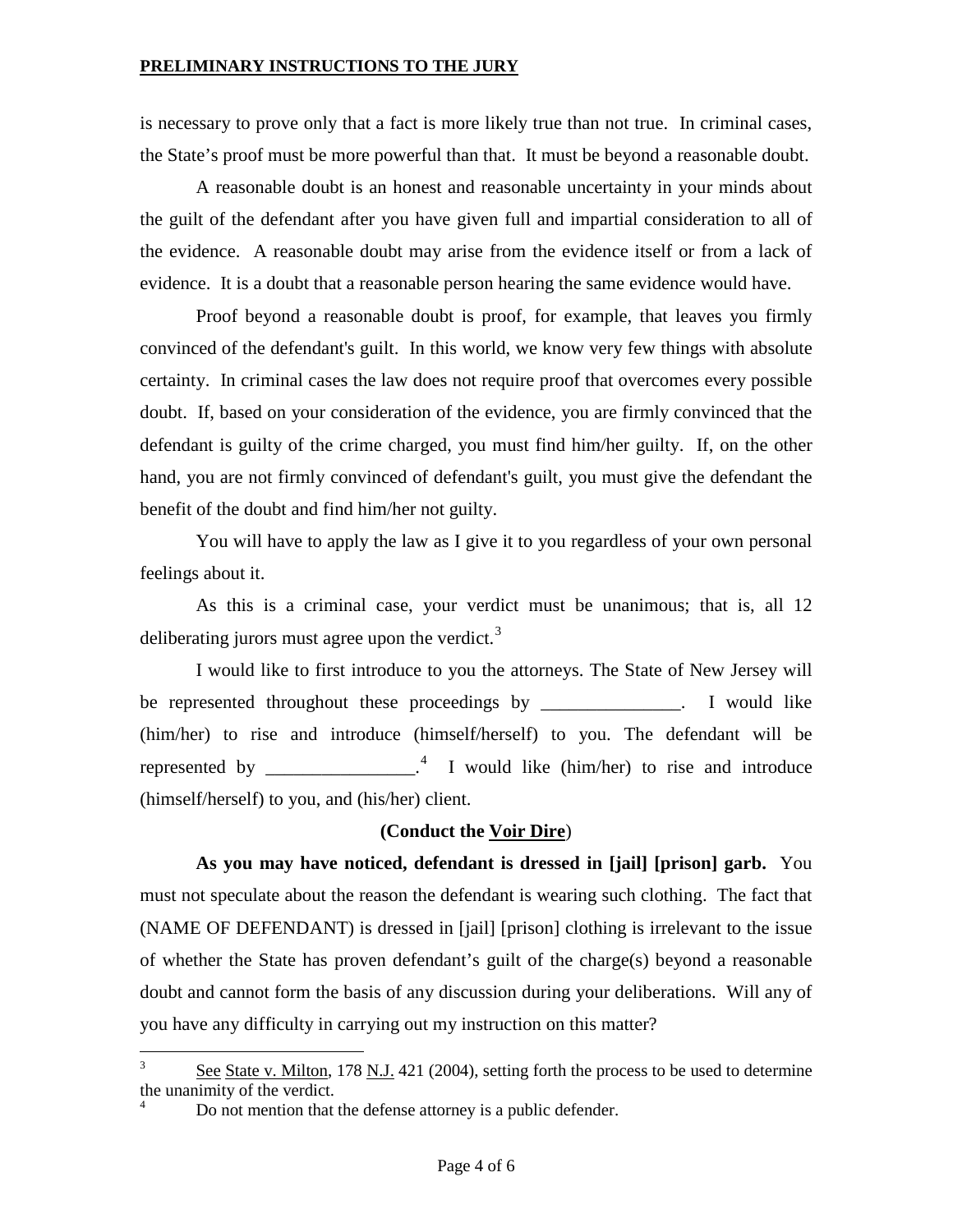is necessary to prove only that a fact is more likely true than not true. In criminal cases, the State's proof must be more powerful than that. It must be beyond a reasonable doubt.

A reasonable doubt is an honest and reasonable uncertainty in your minds about the guilt of the defendant after you have given full and impartial consideration to all of the evidence. A reasonable doubt may arise from the evidence itself or from a lack of evidence. It is a doubt that a reasonable person hearing the same evidence would have.

Proof beyond a reasonable doubt is proof, for example, that leaves you firmly convinced of the defendant's guilt. In this world, we know very few things with absolute certainty. In criminal cases the law does not require proof that overcomes every possible doubt. If, based on your consideration of the evidence, you are firmly convinced that the defendant is guilty of the crime charged, you must find him/her guilty. If, on the other hand, you are not firmly convinced of defendant's guilt, you must give the defendant the benefit of the doubt and find him/her not guilty.

You will have to apply the law as I give it to you regardless of your own personal feelings about it.

As this is a criminal case, your verdict must be unanimous; that is, all 12 deliberating jurors must agree upon the verdict.[3]

I would like to first introduce to you the attorneys. The State of New Jersey will be represented throughout these proceedings by _______________. I would like (him/her) to rise and introduce (himself/herself) to you. The defendant will be represented by ________________.[4] I would like (him/her) to rise and introduce (himself/herself) to you, and (his/her) client.

**(Conduct the <u>Voir Dire</u>)**

**As you may have noticed, defendant is dressed in [jail] [prison] garb.** You must not speculate about the reason the defendant is wearing such clothing. The fact that (NAME OF DEFENDANT) is dressed in [jail] [prison] clothing is irrelevant to the issue of whether the State has proven defendant's guilt of the charge(s) beyond a reasonable doubt and cannot form the basis of any discussion during your deliberations. Will any of you have any difficulty in carrying out my instruction on this matter?

---

[3] <u>See</u> <u>State v. Milton</u>, 178 <u>N.J.</u> 421 (2004), setting forth the process to be used to determine the unanimity of the verdict.

[4] Do not mention that the defense attorney is a public defender.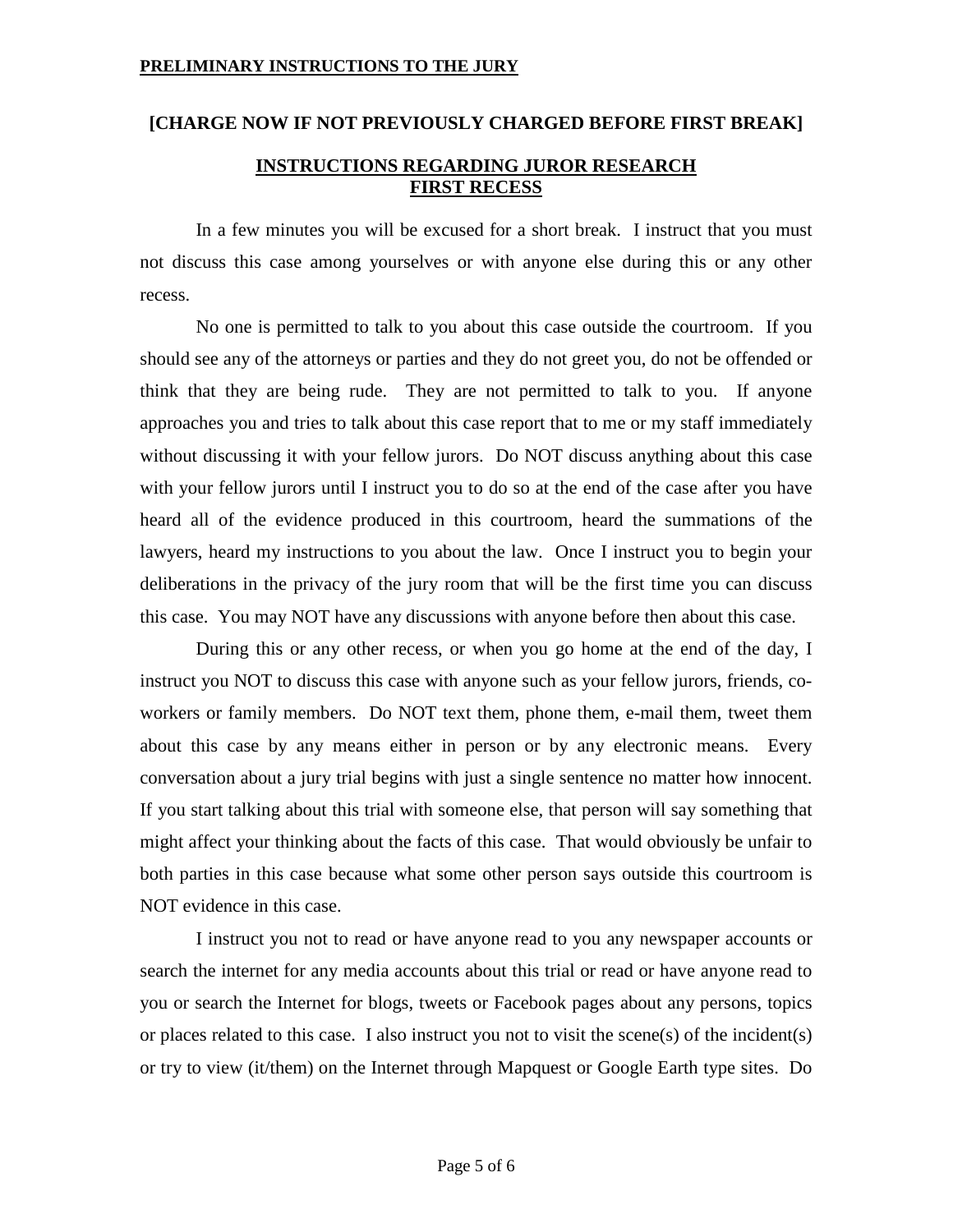**[CHARGE NOW IF NOT PREVIOUSLY CHARGED BEFORE FIRST BREAK]**

## INSTRUCTIONS REGARDING JUROR RESEARCH FIRST RECESS

In a few minutes you will be excused for a short break. I instruct that you must not discuss this case among yourselves or with anyone else during this or any other recess.

No one is permitted to talk to you about this case outside the courtroom. If you should see any of the attorneys or parties and they do not greet you, do not be offended or think that they are being rude. They are not permitted to talk to you. If anyone approaches you and tries to talk about this case report that to me or my staff immediately without discussing it with your fellow jurors. Do NOT discuss anything about this case with your fellow jurors until I instruct you to do so at the end of the case after you have heard all of the evidence produced in this courtroom, heard the summations of the lawyers, heard my instructions to you about the law. Once I instruct you to begin your deliberations in the privacy of the jury room that will be the first time you can discuss this case. You may NOT have any discussions with anyone before then about this case.

During this or any other recess, or when you go home at the end of the day, I instruct you NOT to discuss this case with anyone such as your fellow jurors, friends, co-workers or family members. Do NOT text them, phone them, e-mail them, tweet them about this case by any means either in person or by any electronic means. Every conversation about a jury trial begins with just a single sentence no matter how innocent. If you start talking about this trial with someone else, that person will say something that might affect your thinking about the facts of this case. That would obviously be unfair to both parties in this case because what some other person says outside this courtroom is NOT evidence in this case.

I instruct you not to read or have anyone read to you any newspaper accounts or search the internet for any media accounts about this trial or read or have anyone read to you or search the Internet for blogs, tweets or Facebook pages about any persons, topics or places related to this case. I also instruct you not to visit the scene(s) of the incident(s) or try to view (it/them) on the Internet through Mapquest or Google Earth type sites. Do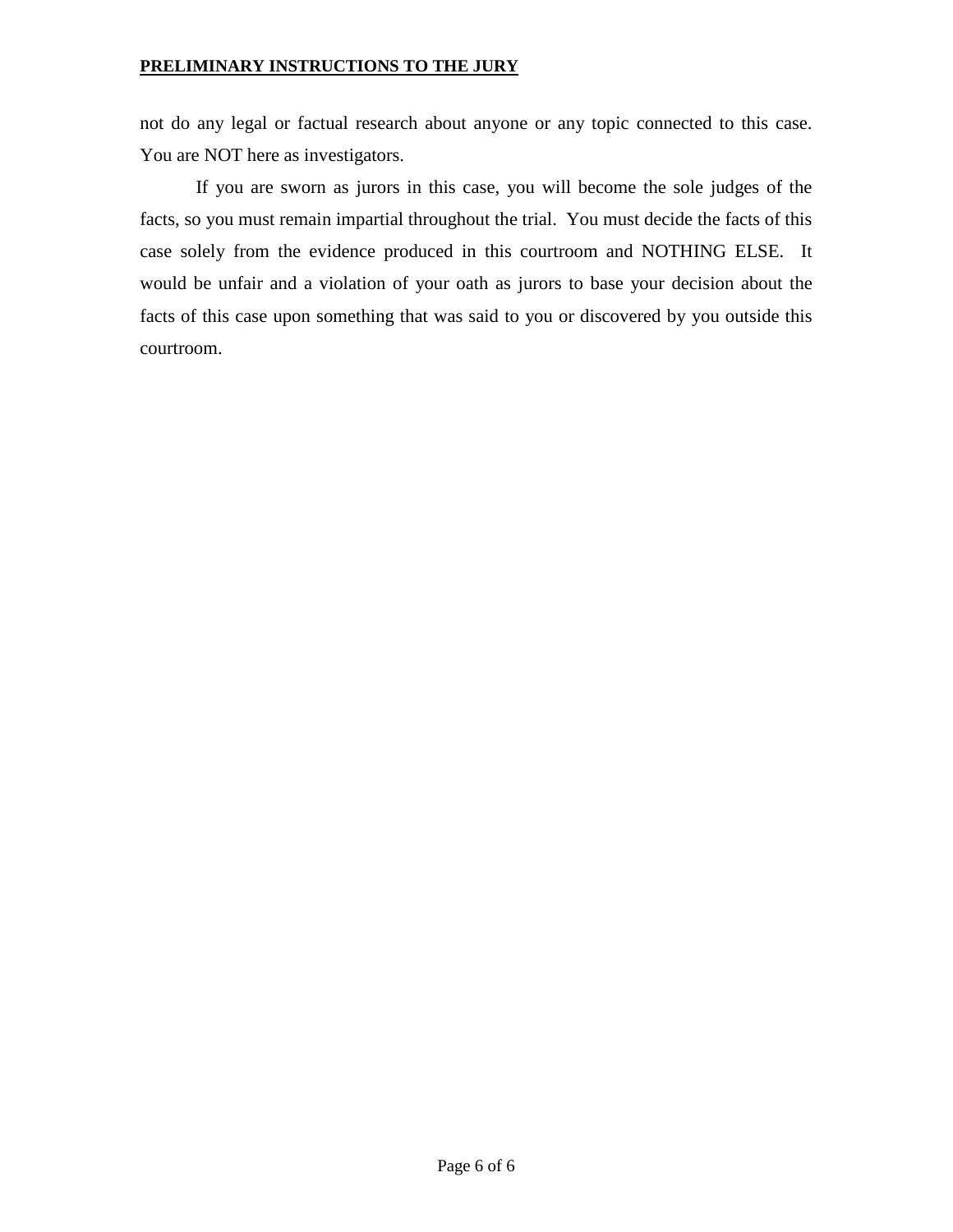not do any legal or factual research about anyone or any topic connected to this case. You are NOT here as investigators.

If you are sworn as jurors in this case, you will become the sole judges of the facts, so you must remain impartial throughout the trial. You must decide the facts of this case solely from the evidence produced in this courtroom and NOTHING ELSE. It would be unfair and a violation of your oath as jurors to base your decision about the facts of this case upon something that was said to you or discovered by you outside this courtroom.